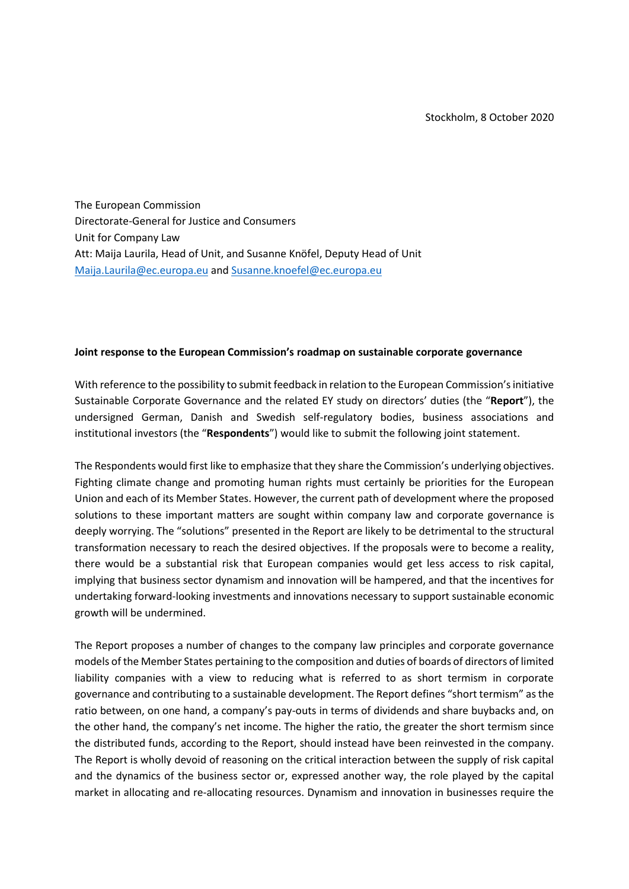Stockholm, 8 October 2020

The European Commission
Directorate-General for Justice and Consumers
Unit for Company Law
Att: Maija Laurila, Head of Unit, and Susanne Knöfel, Deputy Head of Unit
Maija.Laurila@ec.europa.eu and Susanne.knoefel@ec.europa.eu

**Joint response to the European Commission's roadmap on sustainable corporate governance**

With reference to the possibility to submit feedback in relation to the European Commission's initiative Sustainable Corporate Governance and the related EY study on directors' duties (the "**Report**"), the undersigned German, Danish and Swedish self-regulatory bodies, business associations and institutional investors (the "**Respondents**") would like to submit the following joint statement.

The Respondents would first like to emphasize that they share the Commission's underlying objectives. Fighting climate change and promoting human rights must certainly be priorities for the European Union and each of its Member States. However, the current path of development where the proposed solutions to these important matters are sought within company law and corporate governance is deeply worrying. The "solutions" presented in the Report are likely to be detrimental to the structural transformation necessary to reach the desired objectives. If the proposals were to become a reality, there would be a substantial risk that European companies would get less access to risk capital, implying that business sector dynamism and innovation will be hampered, and that the incentives for undertaking forward-looking investments and innovations necessary to support sustainable economic growth will be undermined.

The Report proposes a number of changes to the company law principles and corporate governance models of the Member States pertaining to the composition and duties of boards of directors of limited liability companies with a view to reducing what is referred to as short termism in corporate governance and contributing to a sustainable development. The Report defines "short termism" as the ratio between, on one hand, a company's pay-outs in terms of dividends and share buybacks and, on the other hand, the company's net income. The higher the ratio, the greater the short termism since the distributed funds, according to the Report, should instead have been reinvested in the company. The Report is wholly devoid of reasoning on the critical interaction between the supply of risk capital and the dynamics of the business sector or, expressed another way, the role played by the capital market in allocating and re-allocating resources. Dynamism and innovation in businesses require the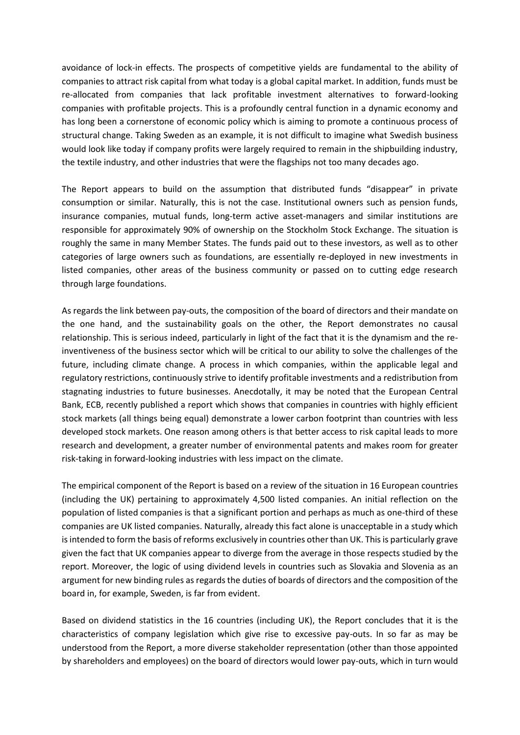avoidance of lock-in effects. The prospects of competitive yields are fundamental to the ability of companies to attract risk capital from what today is a global capital market. In addition, funds must be re-allocated from companies that lack profitable investment alternatives to forward-looking companies with profitable projects. This is a profoundly central function in a dynamic economy and has long been a cornerstone of economic policy which is aiming to promote a continuous process of structural change. Taking Sweden as an example, it is not difficult to imagine what Swedish business would look like today if company profits were largely required to remain in the shipbuilding industry, the textile industry, and other industries that were the flagships not too many decades ago.

The Report appears to build on the assumption that distributed funds "disappear" in private consumption or similar. Naturally, this is not the case. Institutional owners such as pension funds, insurance companies, mutual funds, long-term active asset-managers and similar institutions are responsible for approximately 90% of ownership on the Stockholm Stock Exchange. The situation is roughly the same in many Member States. The funds paid out to these investors, as well as to other categories of large owners such as foundations, are essentially re-deployed in new investments in listed companies, other areas of the business community or passed on to cutting edge research through large foundations.

As regards the link between pay-outs, the composition of the board of directors and their mandate on the one hand, and the sustainability goals on the other, the Report demonstrates no causal relationship. This is serious indeed, particularly in light of the fact that it is the dynamism and the re-inventiveness of the business sector which will be critical to our ability to solve the challenges of the future, including climate change. A process in which companies, within the applicable legal and regulatory restrictions, continuously strive to identify profitable investments and a redistribution from stagnating industries to future businesses. Anecdotally, it may be noted that the European Central Bank, ECB, recently published a report which shows that companies in countries with highly efficient stock markets (all things being equal) demonstrate a lower carbon footprint than countries with less developed stock markets. One reason among others is that better access to risk capital leads to more research and development, a greater number of environmental patents and makes room for greater risk-taking in forward-looking industries with less impact on the climate.

The empirical component of the Report is based on a review of the situation in 16 European countries (including the UK) pertaining to approximately 4,500 listed companies. An initial reflection on the population of listed companies is that a significant portion and perhaps as much as one-third of these companies are UK listed companies. Naturally, already this fact alone is unacceptable in a study which is intended to form the basis of reforms exclusively in countries other than UK. This is particularly grave given the fact that UK companies appear to diverge from the average in those respects studied by the report. Moreover, the logic of using dividend levels in countries such as Slovakia and Slovenia as an argument for new binding rules as regards the duties of boards of directors and the composition of the board in, for example, Sweden, is far from evident.

Based on dividend statistics in the 16 countries (including UK), the Report concludes that it is the characteristics of company legislation which give rise to excessive pay-outs. In so far as may be understood from the Report, a more diverse stakeholder representation (other than those appointed by shareholders and employees) on the board of directors would lower pay-outs, which in turn would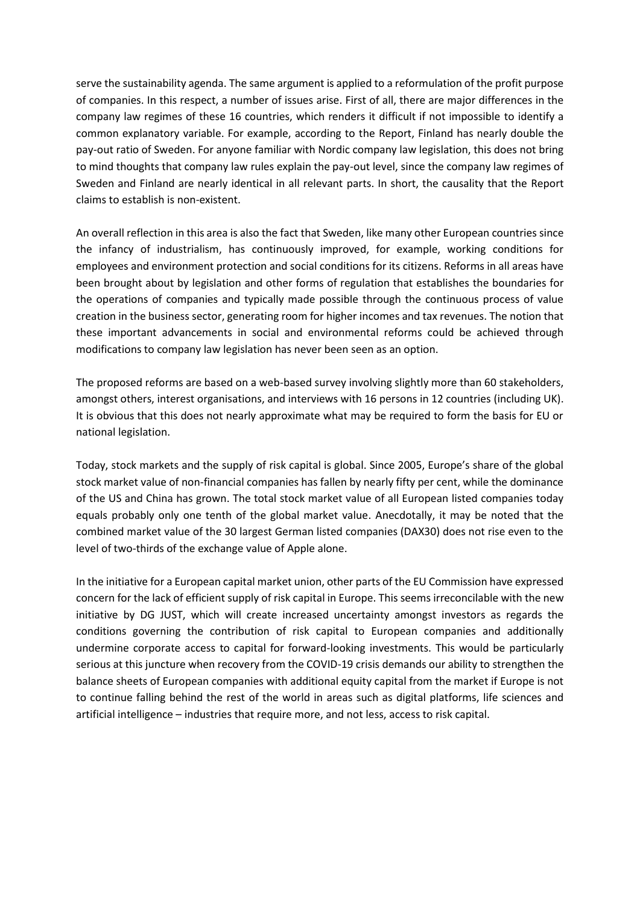serve the sustainability agenda. The same argument is applied to a reformulation of the profit purpose of companies. In this respect, a number of issues arise. First of all, there are major differences in the company law regimes of these 16 countries, which renders it difficult if not impossible to identify a common explanatory variable. For example, according to the Report, Finland has nearly double the pay-out ratio of Sweden. For anyone familiar with Nordic company law legislation, this does not bring to mind thoughts that company law rules explain the pay-out level, since the company law regimes of Sweden and Finland are nearly identical in all relevant parts. In short, the causality that the Report claims to establish is non-existent.

An overall reflection in this area is also the fact that Sweden, like many other European countries since the infancy of industrialism, has continuously improved, for example, working conditions for employees and environment protection and social conditions for its citizens. Reforms in all areas have been brought about by legislation and other forms of regulation that establishes the boundaries for the operations of companies and typically made possible through the continuous process of value creation in the business sector, generating room for higher incomes and tax revenues. The notion that these important advancements in social and environmental reforms could be achieved through modifications to company law legislation has never been seen as an option.

The proposed reforms are based on a web-based survey involving slightly more than 60 stakeholders, amongst others, interest organisations, and interviews with 16 persons in 12 countries (including UK). It is obvious that this does not nearly approximate what may be required to form the basis for EU or national legislation.

Today, stock markets and the supply of risk capital is global. Since 2005, Europe's share of the global stock market value of non-financial companies has fallen by nearly fifty per cent, while the dominance of the US and China has grown. The total stock market value of all European listed companies today equals probably only one tenth of the global market value. Anecdotally, it may be noted that the combined market value of the 30 largest German listed companies (DAX30) does not rise even to the level of two-thirds of the exchange value of Apple alone.

In the initiative for a European capital market union, other parts of the EU Commission have expressed concern for the lack of efficient supply of risk capital in Europe. This seems irreconcilable with the new initiative by DG JUST, which will create increased uncertainty amongst investors as regards the conditions governing the contribution of risk capital to European companies and additionally undermine corporate access to capital for forward-looking investments. This would be particularly serious at this juncture when recovery from the COVID-19 crisis demands our ability to strengthen the balance sheets of European companies with additional equity capital from the market if Europe is not to continue falling behind the rest of the world in areas such as digital platforms, life sciences and artificial intelligence – industries that require more, and not less, access to risk capital.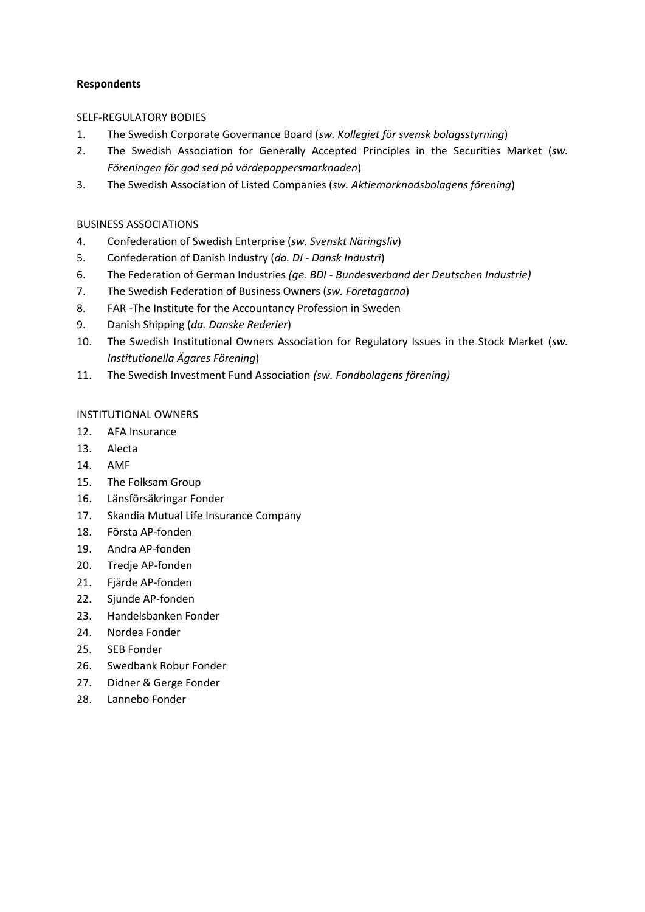**Respondents**

SELF-REGULATORY BODIES

1. The Swedish Corporate Governance Board (*sw. Kollegiet för svensk bolagsstyrning*)
2. The Swedish Association for Generally Accepted Principles in the Securities Market (*sw. Föreningen för god sed på värdepappersmarknaden*)
3. The Swedish Association of Listed Companies (*sw. Aktiemarknadsbolagens förening*)

BUSINESS ASSOCIATIONS

4. Confederation of Swedish Enterprise (*sw. Svenskt Näringsliv*)
5. Confederation of Danish Industry (*da. DI - Dansk Industri*)
6. The Federation of German Industries *(ge. BDI - Bundesverband der Deutschen Industrie)*
7. The Swedish Federation of Business Owners (*sw. Företagarna*)
8. FAR -The Institute for the Accountancy Profession in Sweden
9. Danish Shipping (*da. Danske Rederier*)
10. The Swedish Institutional Owners Association for Regulatory Issues in the Stock Market (*sw. Institutionella Ägares Förening*)
11. The Swedish Investment Fund Association *(sw. Fondbolagens förening)*

INSTITUTIONAL OWNERS

12. AFA Insurance
13. Alecta
14. AMF
15. The Folksam Group
16. Länsförsäkringar Fonder
17. Skandia Mutual Life Insurance Company
18. Första AP-fonden
19. Andra AP-fonden
20. Tredje AP-fonden
21. Fjärde AP-fonden
22. Sjunde AP-fonden
23. Handelsbanken Fonder
24. Nordea Fonder
25. SEB Fonder
26. Swedbank Robur Fonder
27. Didner & Gerge Fonder
28. Lannebo Fonder